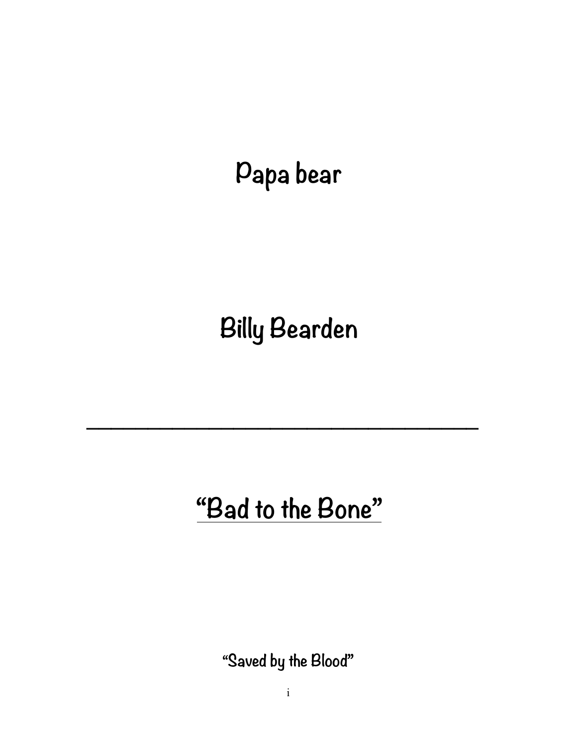# Papa bear

## Billy Bearden

---

## <u>"Bad to the Bone"</u>

**"Saved by the Blood"**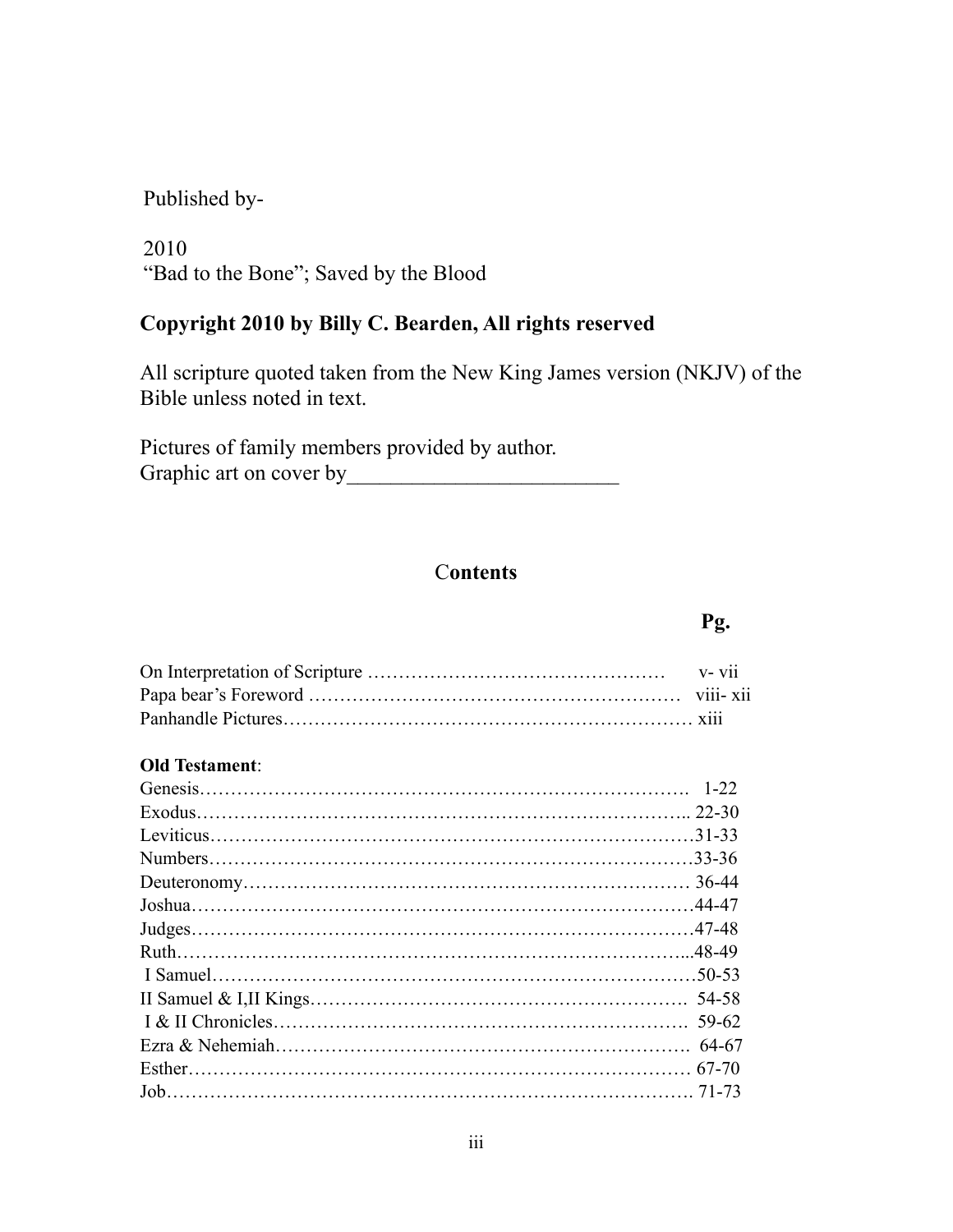Published by-

2010
"Bad to the Bone"; Saved by the Blood

**Copyright 2010 by Billy C. Bearden, All rights reserved**

All scripture quoted taken from the New King James version (NKJV) of the Bible unless noted in text.

Pictures of family members provided by author.
Graphic art on cover by________________________

## Contents

| | Pg. |
|---|---|
| On Interpretation of Scripture | v- vii |
| Papa bear's Foreword | viii- xii |
| Panhandle Pictures | xiii |
| **Old Testament**: | |
| Genesis | 1-22 |
| Exodus | 22-30 |
| Leviticus | 31-33 |
| Numbers | 33-36 |
| Deuteronomy | 36-44 |
| Joshua | 44-47 |
| Judges | 47-48 |
| Ruth | 48-49 |
| I Samuel | 50-53 |
| II Samuel & I,II Kings | 54-58 |
| I & II Chronicles | 59-62 |
| Ezra & Nehemiah | 64-67 |
| Esther | 67-70 |
| Job | 71-73 |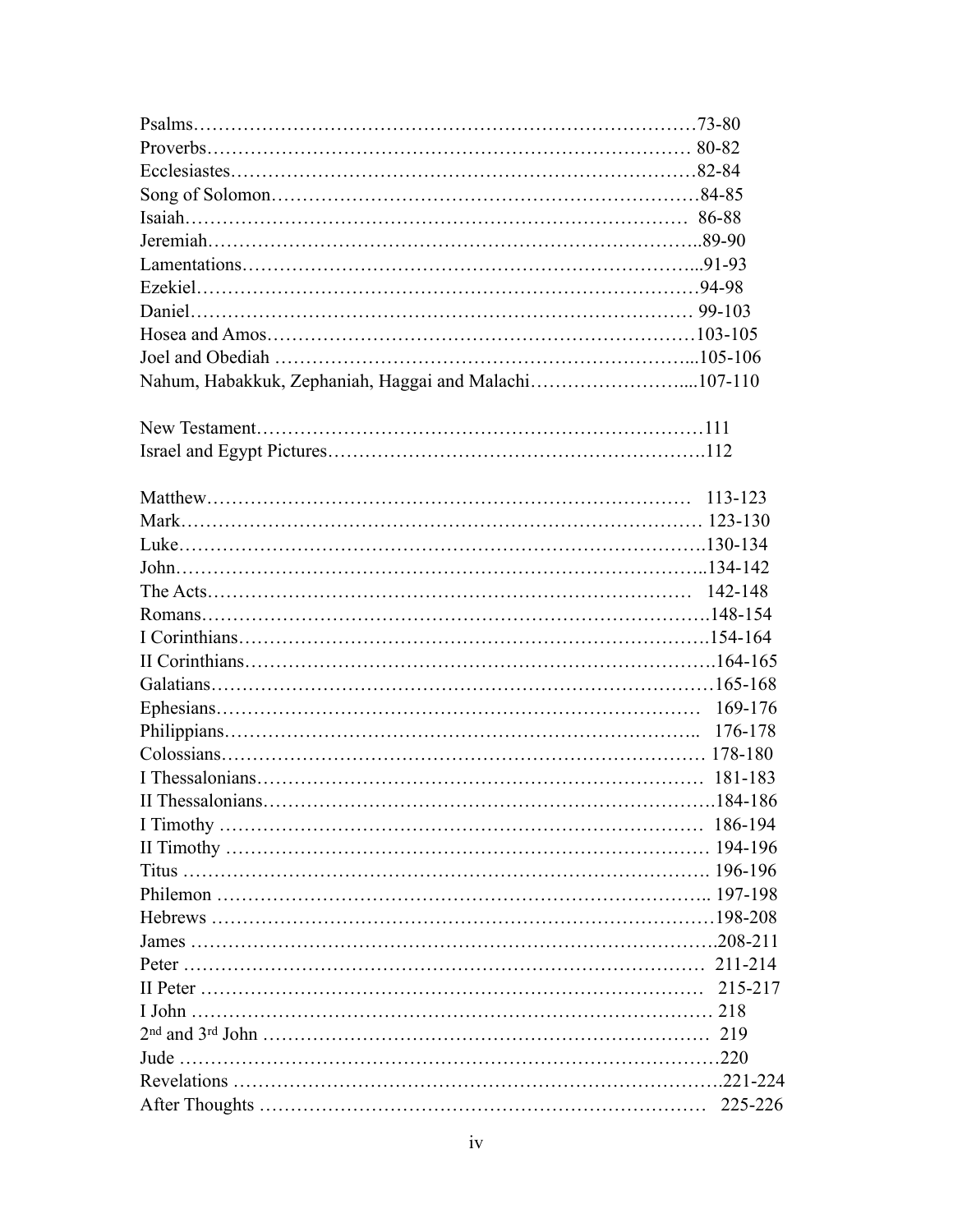Psalms……………………………………………………………………73-80
Proverbs………………………………………………………………… 80-82
Ecclesiastes……………………………………………………………82-84
Song of Solomon………………………………………………………84-85
Isaiah…………………………………………………………………… 86-88
Jeremiah………………………………………………………………..89-90
Lamentations…………………………………………………………...91-93
Ezekiel…………………………………………………………………94-98
Daniel………………………………………………………………… 99-103
Hosea and Amos………………………………………………………103-105
Joel and Obediah ……………………………………………………...105-106
Nahum, Habakkuk, Zephaniah, Haggai and Malachi……………………....107-110

New Testament…………………………………………………………111
Israel and Egypt Pictures……………………………………………….112

Matthew………………………………………………………………… 113-123
Mark……………………………………………………………………… 123-130
Luke……………………………………………………………………….130-134
John………………………………………………………………………..134-142
The Acts………………………………………………………………… 142-148
Romans…………………………………………………………………….148-154
I Corinthians……………………………………………………………….154-164
II Corinthians……………………………………………………………….164-165
Galatians……………………………………………………………………165-168
Ephesians………………………………………………………………… 169-176
Philippians……………………………………………………………….. 176-178
Colossians………………………………………………………………… 178-180
I Thessalonians…………………………………………………………… 181-183
II Thessalonians…………………………………………………………….184-186
I Timothy ………………………………………………………………… 186-194
II Timothy ………………………………………………………………… 194-196
Titus ………………………………………………………………………. 196-196
Philemon ………………………………………………………………….. 197-198
Hebrews ……………………………………………………………………198-208
James ……………………………………………………………………….208-211
Peter ……………………………………………………………………… 211-214
II Peter …………………………………………………………………… 215-217
I John ……………………………………………………………………… 218
2nd and 3rd John ………………………………………………………… 219
Jude ………………………………………………………………………….220
Revelations ………………………………………………………………….221-224
After Thoughts …………………………………………………………… 225-226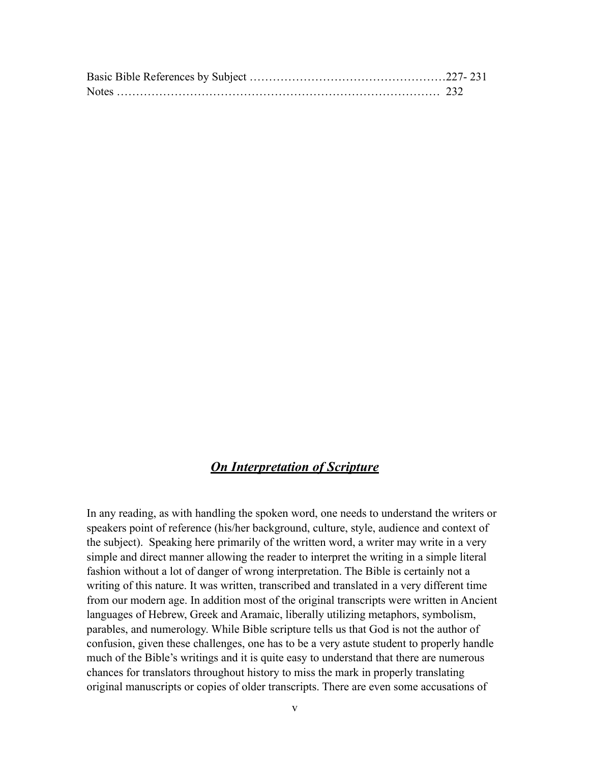Basic Bible References by Subject ……………………………………………227- 231
Notes ……………………………………………………………………… 232

## ***On Interpretation of Scripture***

In any reading, as with handling the spoken word, one needs to understand the writers or speakers point of reference (his/her background, culture, style, audience and context of the subject). Speaking here primarily of the written word, a writer may write in a very simple and direct manner allowing the reader to interpret the writing in a simple literal fashion without a lot of danger of wrong interpretation. The Bible is certainly not a writing of this nature. It was written, transcribed and translated in a very different time from our modern age. In addition most of the original transcripts were written in Ancient languages of Hebrew, Greek and Aramaic, liberally utilizing metaphors, symbolism, parables, and numerology. While Bible scripture tells us that God is not the author of confusion, given these challenges, one has to be a very astute student to properly handle much of the Bible's writings and it is quite easy to understand that there are numerous chances for translators throughout history to miss the mark in properly translating original manuscripts or copies of older transcripts. There are even some accusations of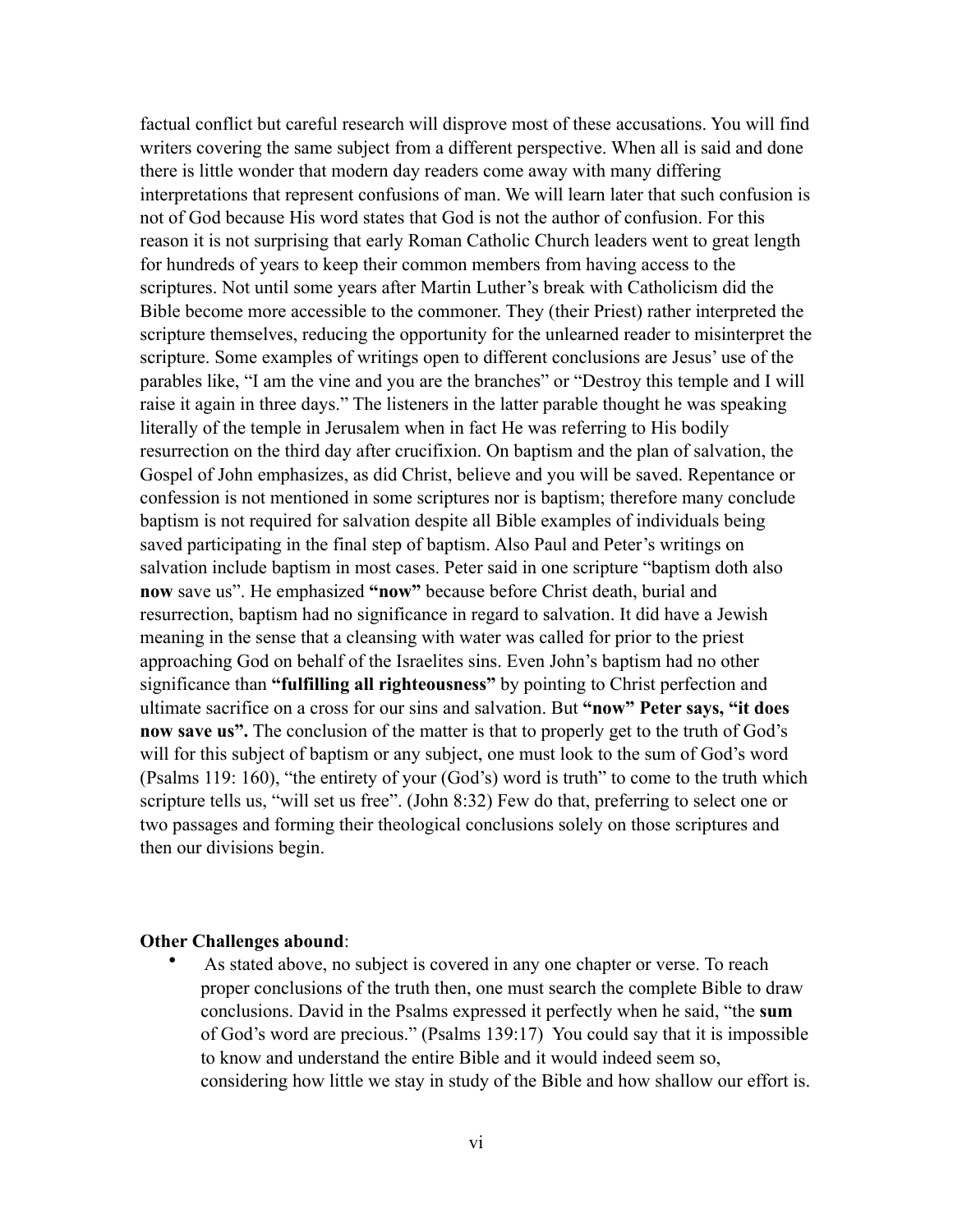factual conflict but careful research will disprove most of these accusations. You will find writers covering the same subject from a different perspective. When all is said and done there is little wonder that modern day readers come away with many differing interpretations that represent confusions of man. We will learn later that such confusion is not of God because His word states that God is not the author of confusion. For this reason it is not surprising that early Roman Catholic Church leaders went to great length for hundreds of years to keep their common members from having access to the scriptures. Not until some years after Martin Luther's break with Catholicism did the Bible become more accessible to the commoner. They (their Priest) rather interpreted the scripture themselves, reducing the opportunity for the unlearned reader to misinterpret the scripture. Some examples of writings open to different conclusions are Jesus' use of the parables like, "I am the vine and you are the branches" or "Destroy this temple and I will raise it again in three days." The listeners in the latter parable thought he was speaking literally of the temple in Jerusalem when in fact He was referring to His bodily resurrection on the third day after crucifixion. On baptism and the plan of salvation, the Gospel of John emphasizes, as did Christ, believe and you will be saved. Repentance or confession is not mentioned in some scriptures nor is baptism; therefore many conclude baptism is not required for salvation despite all Bible examples of individuals being saved participating in the final step of baptism. Also Paul and Peter's writings on salvation include baptism in most cases. Peter said in one scripture "baptism doth also **now** save us". He emphasized **"now"** because before Christ death, burial and resurrection, baptism had no significance in regard to salvation. It did have a Jewish meaning in the sense that a cleansing with water was called for prior to the priest approaching God on behalf of the Israelites sins. Even John's baptism had no other significance than **"fulfilling all righteousness"** by pointing to Christ perfection and ultimate sacrifice on a cross for our sins and salvation. But **"now" Peter says, "it does now save us".** The conclusion of the matter is that to properly get to the truth of God's will for this subject of baptism or any subject, one must look to the sum of God's word (Psalms 119: 160), "the entirety of your (God's) word is truth" to come to the truth which scripture tells us, "will set us free". (John 8:32) Few do that, preferring to select one or two passages and forming their theological conclusions solely on those scriptures and then our divisions begin.

**Other Challenges abound**:

- As stated above, no subject is covered in any one chapter or verse. To reach proper conclusions of the truth then, one must search the complete Bible to draw conclusions. David in the Psalms expressed it perfectly when he said, "the **sum** of God's word are precious." (Psalms 139:17) You could say that it is impossible to know and understand the entire Bible and it would indeed seem so, considering how little we stay in study of the Bible and how shallow our effort is.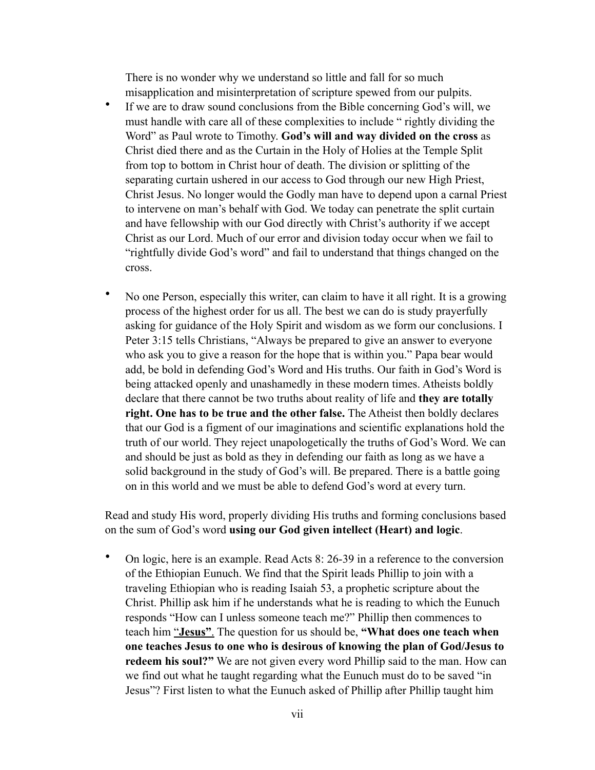There is no wonder why we understand so little and fall for so much misapplication and misinterpretation of scripture spewed from our pulpits.

- If we are to draw sound conclusions from the Bible concerning God's will, we must handle with care all of these complexities to include " rightly dividing the Word" as Paul wrote to Timothy. **God's will and way divided on the cross** as Christ died there and as the Curtain in the Holy of Holies at the Temple Split from top to bottom in Christ hour of death. The division or splitting of the separating curtain ushered in our access to God through our new High Priest, Christ Jesus. No longer would the Godly man have to depend upon a carnal Priest to intervene on man's behalf with God. We today can penetrate the split curtain and have fellowship with our God directly with Christ's authority if we accept Christ as our Lord. Much of our error and division today occur when we fail to "rightfully divide God's word" and fail to understand that things changed on the cross.

- No one Person, especially this writer, can claim to have it all right. It is a growing process of the highest order for us all. The best we can do is study prayerfully asking for guidance of the Holy Spirit and wisdom as we form our conclusions. I Peter 3:15 tells Christians, "Always be prepared to give an answer to everyone who ask you to give a reason for the hope that is within you." Papa bear would add, be bold in defending God's Word and His truths. Our faith in God's Word is being attacked openly and unashamedly in these modern times. Atheists boldly declare that there cannot be two truths about reality of life and **they are totally right. One has to be true and the other false.** The Atheist then boldly declares that our God is a figment of our imaginations and scientific explanations hold the truth of our world. They reject unapologetically the truths of God's Word. We can and should be just as bold as they in defending our faith as long as we have a solid background in the study of God's will. Be prepared. There is a battle going on in this world and we must be able to defend God's word at every turn.

Read and study His word, properly dividing His truths and forming conclusions based on the sum of God's word **using our God given intellect (Heart) and logic**.

- On logic, here is an example. Read Acts 8: 26-39 in a reference to the conversion of the Ethiopian Eunuch. We find that the Spirit leads Phillip to join with a traveling Ethiopian who is reading Isaiah 53, a prophetic scripture about the Christ. Phillip ask him if he understands what he is reading to which the Eunuch responds "How can I unless someone teach me?" Phillip then commences to teach him "**<u>Jesus</u>"**. The question for us should be, **"What does one teach when one teaches Jesus to one who is desirous of knowing the plan of God/Jesus to redeem his soul?"** We are not given every word Phillip said to the man. How can we find out what he taught regarding what the Eunuch must do to be saved "in Jesus"? First listen to what the Eunuch asked of Phillip after Phillip taught him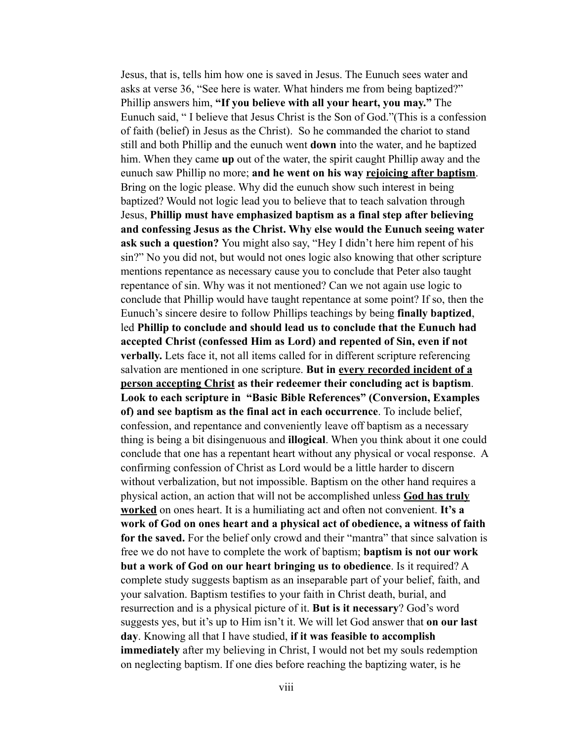Jesus, that is, tells him how one is saved in Jesus. The Eunuch sees water and asks at verse 36, "See here is water. What hinders me from being baptized?" Phillip answers him, **"If you believe with all your heart, you may."** The Eunuch said, " I believe that Jesus Christ is the Son of God."(This is a confession of faith (belief) in Jesus as the Christ). So he commanded the chariot to stand still and both Phillip and the eunuch went **down** into the water, and he baptized him. When they came **up** out of the water, the spirit caught Phillip away and the eunuch saw Phillip no more; **and he went on his way <u>rejoicing after baptism</u>**. Bring on the logic please. Why did the eunuch show such interest in being baptized? Would not logic lead you to believe that to teach salvation through Jesus, **Phillip must have emphasized baptism as a final step after believing and confessing Jesus as the Christ. Why else would the Eunuch seeing water ask such a question?** You might also say, "Hey I didn't here him repent of his sin?" No you did not, but would not ones logic also knowing that other scripture mentions repentance as necessary cause you to conclude that Peter also taught repentance of sin. Why was it not mentioned? Can we not again use logic to conclude that Phillip would have taught repentance at some point? If so, then the Eunuch's sincere desire to follow Phillips teachings by being **finally baptized**, led **Phillip to conclude and should lead us to conclude that the Eunuch had accepted Christ (confessed Him as Lord) and repented of Sin, even if not verbally.** Lets face it, not all items called for in different scripture referencing salvation are mentioned in one scripture. **But in <u>every recorded incident of a person accepting Christ</u> as their redeemer their concluding act is baptism**. **Look to each scripture in "Basic Bible References" (Conversion, Examples of) and see baptism as the final act in each occurrence**. To include belief, confession, and repentance and conveniently leave off baptism as a necessary thing is being a bit disingenuous and **illogical**. When you think about it one could conclude that one has a repentant heart without any physical or vocal response. A confirming confession of Christ as Lord would be a little harder to discern without verbalization, but not impossible. Baptism on the other hand requires a physical action, an action that will not be accomplished unless **<u>God has truly worked</u>** on ones heart. It is a humiliating act and often not convenient. **It's a work of God on ones heart and a physical act of obedience, a witness of faith for the saved.** For the belief only crowd and their "mantra" that since salvation is free we do not have to complete the work of baptism; **baptism is not our work but a work of God on our heart bringing us to obedience**. Is it required? A complete study suggests baptism as an inseparable part of your belief, faith, and your salvation. Baptism testifies to your faith in Christ death, burial, and resurrection and is a physical picture of it. **But is it necessary**? God's word suggests yes, but it's up to Him isn't it. We will let God answer that **on our last day**. Knowing all that I have studied, **if it was feasible to accomplish immediately** after my believing in Christ, I would not bet my souls redemption on neglecting baptism. If one dies before reaching the baptizing water, is he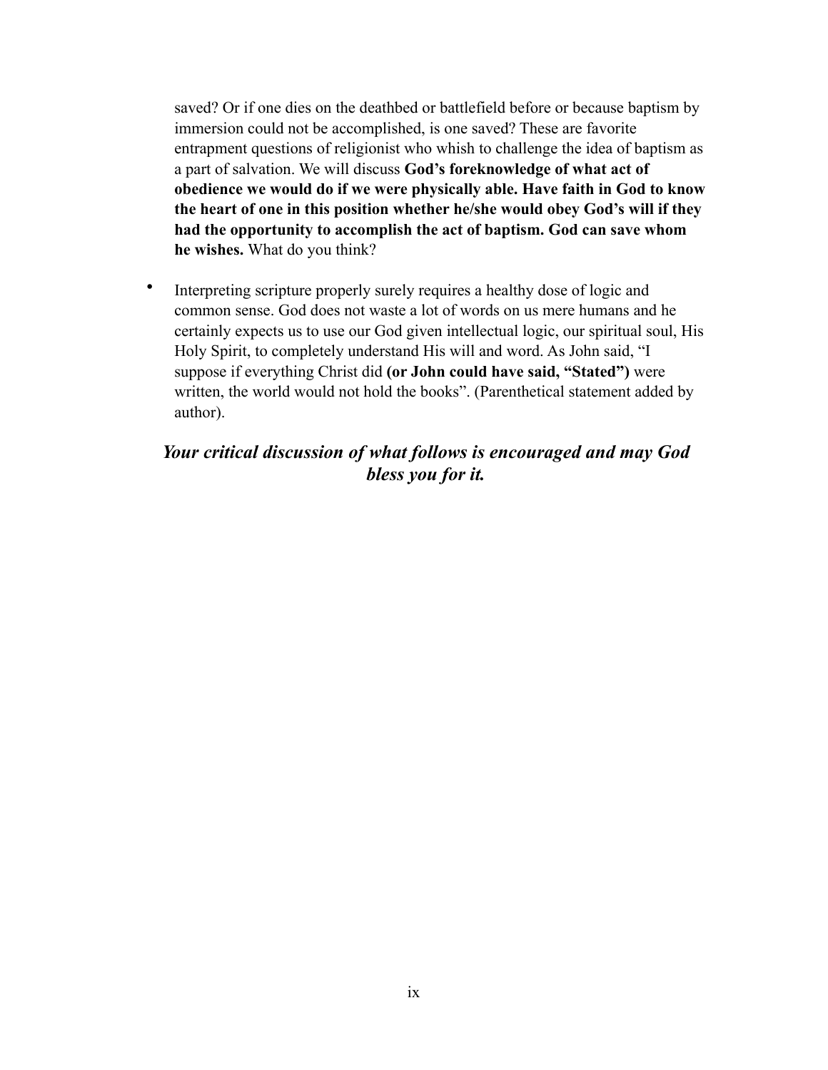saved? Or if one dies on the deathbed or battlefield before or because baptism by immersion could not be accomplished, is one saved? These are favorite entrapment questions of religionist who whish to challenge the idea of baptism as a part of salvation. We will discuss **God's foreknowledge of what act of obedience we would do if we were physically able. Have faith in God to know the heart of one in this position whether he/she would obey God's will if they had the opportunity to accomplish the act of baptism. God can save whom he wishes.** What do you think?

- Interpreting scripture properly surely requires a healthy dose of logic and common sense. God does not waste a lot of words on us mere humans and he certainly expects us to use our God given intellectual logic, our spiritual soul, His Holy Spirit, to completely understand His will and word. As John said, "I suppose if everything Christ did **(or John could have said, "Stated")** were written, the world would not hold the books". (Parenthetical statement added by author).

***Your critical discussion of what follows is encouraged and may God bless you for it.***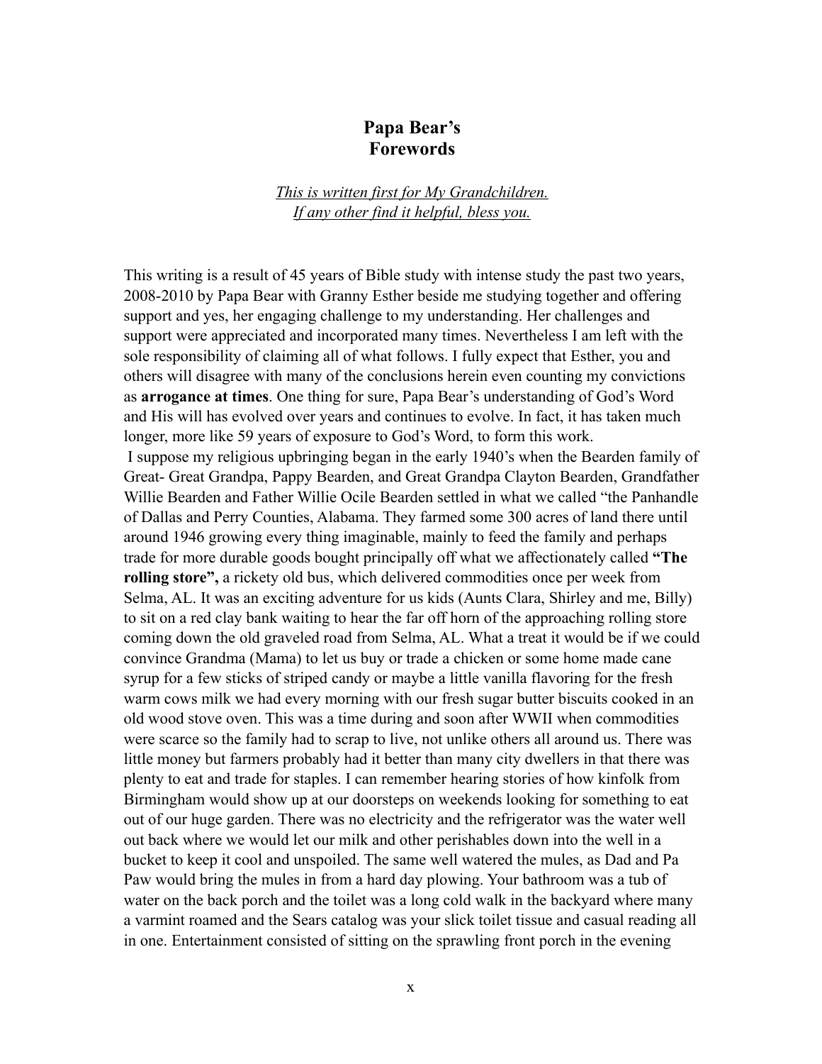# Papa Bear's Forewords

*<u>This is written first for My Grandchildren.</u>*
*<u>If any other find it helpful, bless you.</u>*

This writing is a result of 45 years of Bible study with intense study the past two years, 2008-2010 by Papa Bear with Granny Esther beside me studying together and offering support and yes, her engaging challenge to my understanding. Her challenges and support were appreciated and incorporated many times. Nevertheless I am left with the sole responsibility of claiming all of what follows. I fully expect that Esther, you and others will disagree with many of the conclusions herein even counting my convictions as **arrogance at times**. One thing for sure, Papa Bear's understanding of God's Word and His will has evolved over years and continues to evolve. In fact, it has taken much longer, more like 59 years of exposure to God's Word, to form this work.

I suppose my religious upbringing began in the early 1940's when the Bearden family of Great- Great Grandpa, Pappy Bearden, and Great Grandpa Clayton Bearden, Grandfather Willie Bearden and Father Willie Ocile Bearden settled in what we called "the Panhandle of Dallas and Perry Counties, Alabama. They farmed some 300 acres of land there until around 1946 growing every thing imaginable, mainly to feed the family and perhaps trade for more durable goods bought principally off what we affectionately called **"The rolling store",** a rickety old bus, which delivered commodities once per week from Selma, AL. It was an exciting adventure for us kids (Aunts Clara, Shirley and me, Billy) to sit on a red clay bank waiting to hear the far off horn of the approaching rolling store coming down the old graveled road from Selma, AL. What a treat it would be if we could convince Grandma (Mama) to let us buy or trade a chicken or some home made cane syrup for a few sticks of striped candy or maybe a little vanilla flavoring for the fresh warm cows milk we had every morning with our fresh sugar butter biscuits cooked in an old wood stove oven. This was a time during and soon after WWII when commodities were scarce so the family had to scrap to live, not unlike others all around us. There was little money but farmers probably had it better than many city dwellers in that there was plenty to eat and trade for staples. I can remember hearing stories of how kinfolk from Birmingham would show up at our doorsteps on weekends looking for something to eat out of our huge garden. There was no electricity and the refrigerator was the water well out back where we would let our milk and other perishables down into the well in a bucket to keep it cool and unspoiled. The same well watered the mules, as Dad and Pa Paw would bring the mules in from a hard day plowing. Your bathroom was a tub of water on the back porch and the toilet was a long cold walk in the backyard where many a varmint roamed and the Sears catalog was your slick toilet tissue and casual reading all in one. Entertainment consisted of sitting on the sprawling front porch in the evening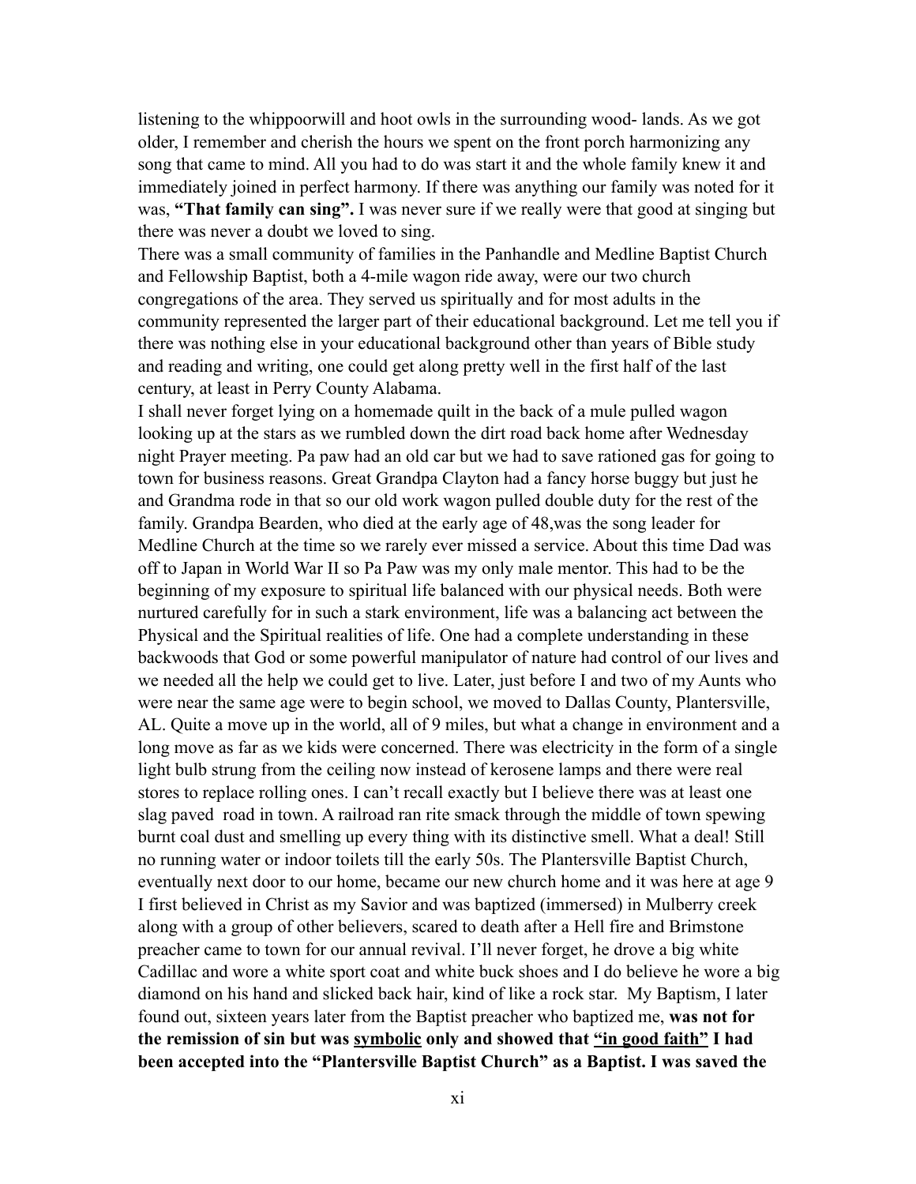listening to the whippoorwill and hoot owls in the surrounding wood- lands. As we got older, I remember and cherish the hours we spent on the front porch harmonizing any song that came to mind. All you had to do was start it and the whole family knew it and immediately joined in perfect harmony. If there was anything our family was noted for it was, **"That family can sing".** I was never sure if we really were that good at singing but there was never a doubt we loved to sing.

There was a small community of families in the Panhandle and Medline Baptist Church and Fellowship Baptist, both a 4-mile wagon ride away, were our two church congregations of the area. They served us spiritually and for most adults in the community represented the larger part of their educational background. Let me tell you if there was nothing else in your educational background other than years of Bible study and reading and writing, one could get along pretty well in the first half of the last century, at least in Perry County Alabama.

I shall never forget lying on a homemade quilt in the back of a mule pulled wagon looking up at the stars as we rumbled down the dirt road back home after Wednesday night Prayer meeting. Pa paw had an old car but we had to save rationed gas for going to town for business reasons. Great Grandpa Clayton had a fancy horse buggy but just he and Grandma rode in that so our old work wagon pulled double duty for the rest of the family. Grandpa Bearden, who died at the early age of 48,was the song leader for Medline Church at the time so we rarely ever missed a service. About this time Dad was off to Japan in World War II so Pa Paw was my only male mentor. This had to be the beginning of my exposure to spiritual life balanced with our physical needs. Both were nurtured carefully for in such a stark environment, life was a balancing act between the Physical and the Spiritual realities of life. One had a complete understanding in these backwoods that God or some powerful manipulator of nature had control of our lives and we needed all the help we could get to live. Later, just before I and two of my Aunts who were near the same age were to begin school, we moved to Dallas County, Plantersville, AL. Quite a move up in the world, all of 9 miles, but what a change in environment and a long move as far as we kids were concerned. There was electricity in the form of a single light bulb strung from the ceiling now instead of kerosene lamps and there were real stores to replace rolling ones. I can't recall exactly but I believe there was at least one slag paved road in town. A railroad ran rite smack through the middle of town spewing burnt coal dust and smelling up every thing with its distinctive smell. What a deal! Still no running water or indoor toilets till the early 50s. The Plantersville Baptist Church, eventually next door to our home, became our new church home and it was here at age 9 I first believed in Christ as my Savior and was baptized (immersed) in Mulberry creek along with a group of other believers, scared to death after a Hell fire and Brimstone preacher came to town for our annual revival. I'll never forget, he drove a big white Cadillac and wore a white sport coat and white buck shoes and I do believe he wore a big diamond on his hand and slicked back hair, kind of like a rock star. My Baptism, I later found out, sixteen years later from the Baptist preacher who baptized me, **was not for the remission of sin but was <u>symbolic</u> only and showed that <u>"in good faith"</u> I had been accepted into the "Plantersville Baptist Church" as a Baptist. I was saved the**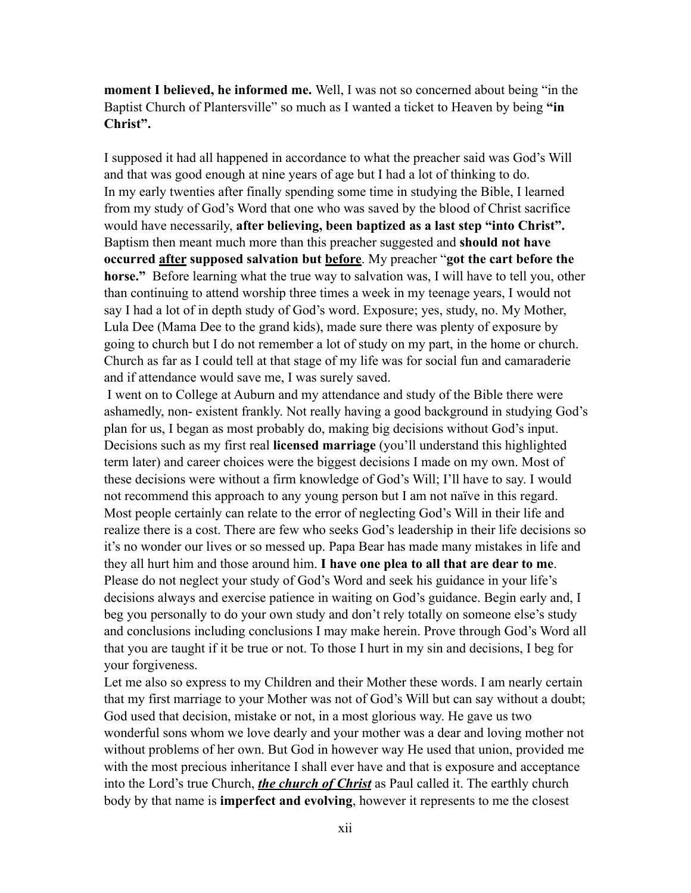**moment I believed, he informed me.** Well, I was not so concerned about being "in the Baptist Church of Plantersville" so much as I wanted a ticket to Heaven by being **"in Christ".**

I supposed it had all happened in accordance to what the preacher said was God's Will and that was good enough at nine years of age but I had a lot of thinking to do. In my early twenties after finally spending some time in studying the Bible, I learned from my study of God's Word that one who was saved by the blood of Christ sacrifice would have necessarily, **after believing, been baptized as a last step "into Christ".** Baptism then meant much more than this preacher suggested and **should not have occurred <u>after</u> supposed salvation but <u>before</u>**. My preacher "**got the cart before the horse."** Before learning what the true way to salvation was, I will have to tell you, other than continuing to attend worship three times a week in my teenage years, I would not say I had a lot of in depth study of God's word. Exposure; yes, study, no. My Mother, Lula Dee (Mama Dee to the grand kids), made sure there was plenty of exposure by going to church but I do not remember a lot of study on my part, in the home or church. Church as far as I could tell at that stage of my life was for social fun and camaraderie and if attendance would save me, I was surely saved.

I went on to College at Auburn and my attendance and study of the Bible there were ashamedly, non- existent frankly. Not really having a good background in studying God's plan for us, I began as most probably do, making big decisions without God's input. Decisions such as my first real **licensed marriage** (you'll understand this highlighted term later) and career choices were the biggest decisions I made on my own. Most of these decisions were without a firm knowledge of God's Will; I'll have to say. I would not recommend this approach to any young person but I am not naïve in this regard. Most people certainly can relate to the error of neglecting God's Will in their life and realize there is a cost. There are few who seeks God's leadership in their life decisions so it's no wonder our lives or so messed up. Papa Bear has made many mistakes in life and they all hurt him and those around him. **I have one plea to all that are dear to me**. Please do not neglect your study of God's Word and seek his guidance in your life's decisions always and exercise patience in waiting on God's guidance. Begin early and, I beg you personally to do your own study and don't rely totally on someone else's study and conclusions including conclusions I may make herein. Prove through God's Word all that you are taught if it be true or not. To those I hurt in my sin and decisions, I beg for your forgiveness.

Let me also so express to my Children and their Mother these words. I am nearly certain that my first marriage to your Mother was not of God's Will but can say without a doubt; God used that decision, mistake or not, in a most glorious way. He gave us two wonderful sons whom we love dearly and your mother was a dear and loving mother not without problems of her own. But God in however way He used that union, provided me with the most precious inheritance I shall ever have and that is exposure and acceptance into the Lord's true Church, <u>***the church of Christ***</u> as Paul called it. The earthly church body by that name is **imperfect and evolving**, however it represents to me the closest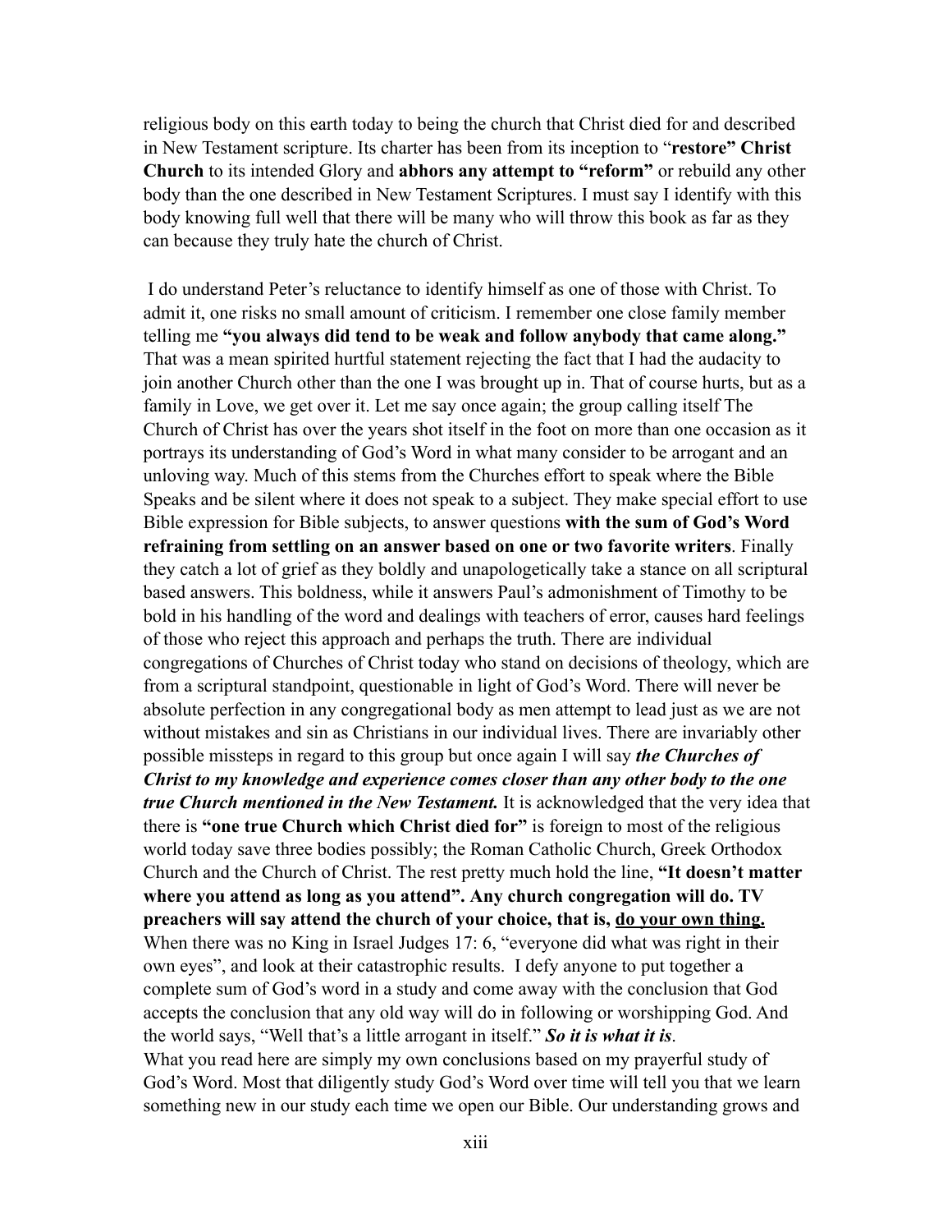religious body on this earth today to being the church that Christ died for and described in New Testament scripture. Its charter has been from its inception to "**restore" Christ Church** to its intended Glory and **abhors any attempt to "reform"** or rebuild any other body than the one described in New Testament Scriptures. I must say I identify with this body knowing full well that there will be many who will throw this book as far as they can because they truly hate the church of Christ.

I do understand Peter's reluctance to identify himself as one of those with Christ. To admit it, one risks no small amount of criticism. I remember one close family member telling me **"you always did tend to be weak and follow anybody that came along."** That was a mean spirited hurtful statement rejecting the fact that I had the audacity to join another Church other than the one I was brought up in. That of course hurts, but as a family in Love, we get over it. Let me say once again; the group calling itself The Church of Christ has over the years shot itself in the foot on more than one occasion as it portrays its understanding of God's Word in what many consider to be arrogant and an unloving way. Much of this stems from the Churches effort to speak where the Bible Speaks and be silent where it does not speak to a subject. They make special effort to use Bible expression for Bible subjects, to answer questions **with the sum of God's Word refraining from settling on an answer based on one or two favorite writers**. Finally they catch a lot of grief as they boldly and unapologetically take a stance on all scriptural based answers. This boldness, while it answers Paul's admonishment of Timothy to be bold in his handling of the word and dealings with teachers of error, causes hard feelings of those who reject this approach and perhaps the truth. There are individual congregations of Churches of Christ today who stand on decisions of theology, which are from a scriptural standpoint, questionable in light of God's Word. There will never be absolute perfection in any congregational body as men attempt to lead just as we are not without mistakes and sin as Christians in our individual lives. There are invariably other possible missteps in regard to this group but once again I will say ***the Churches of Christ to my knowledge and experience comes closer than any other body to the one true Church mentioned in the New Testament.*** It is acknowledged that the very idea that there is **"one true Church which Christ died for"** is foreign to most of the religious world today save three bodies possibly; the Roman Catholic Church, Greek Orthodox Church and the Church of Christ. The rest pretty much hold the line, **"It doesn't matter where you attend as long as you attend". Any church congregation will do. TV preachers will say attend the church of your choice, that is, <u>do your own thing.</u>** When there was no King in Israel Judges 17: 6, "everyone did what was right in their own eyes", and look at their catastrophic results. I defy anyone to put together a complete sum of God's word in a study and come away with the conclusion that God accepts the conclusion that any old way will do in following or worshipping God. And the world says, "Well that's a little arrogant in itself." ***So it is what it is***.
What you read here are simply my own conclusions based on my prayerful study of God's Word. Most that diligently study God's Word over time will tell you that we learn something new in our study each time we open our Bible. Our understanding grows and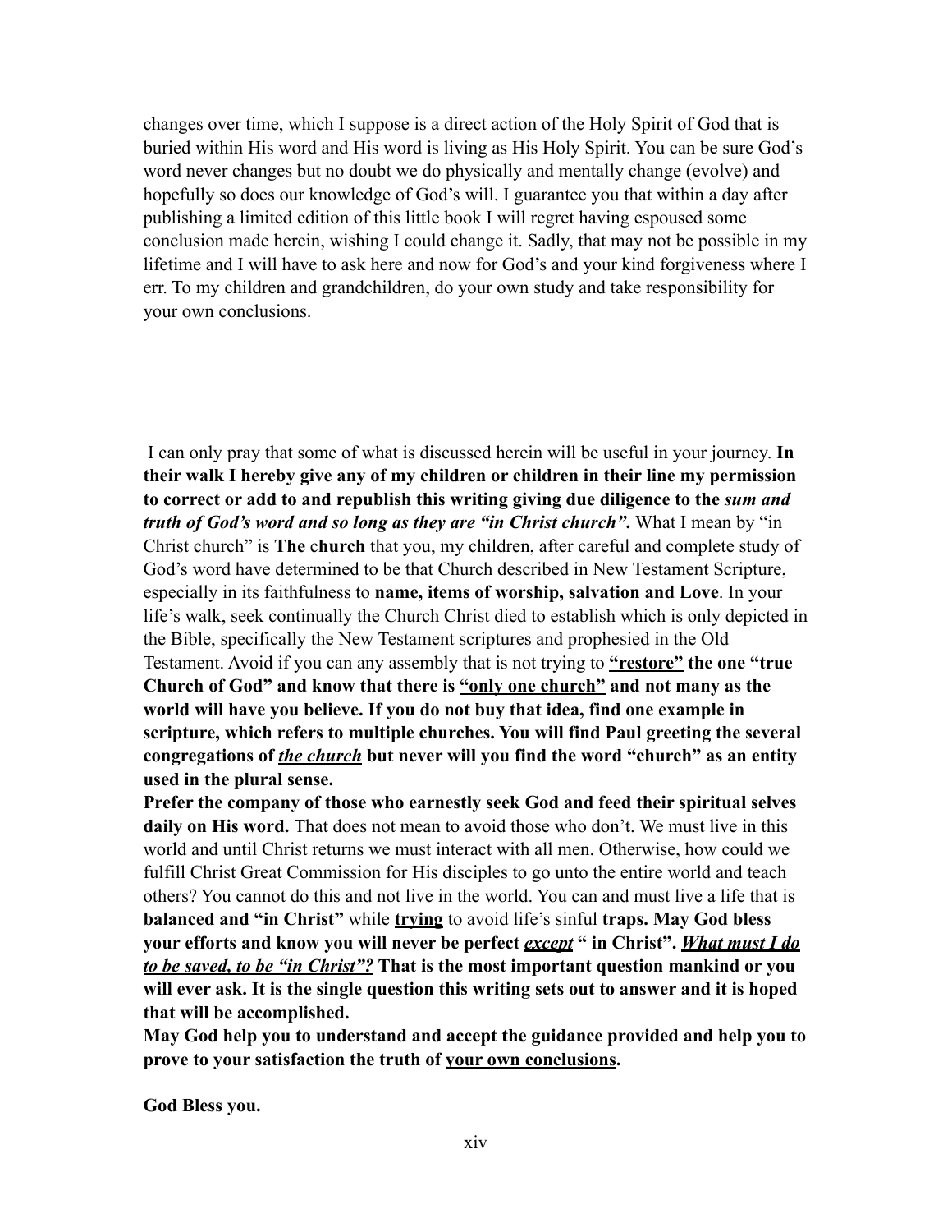changes over time, which I suppose is a direct action of the Holy Spirit of God that is buried within His word and His word is living as His Holy Spirit. You can be sure God's word never changes but no doubt we do physically and mentally change (evolve) and hopefully so does our knowledge of God's will. I guarantee you that within a day after publishing a limited edition of this little book I will regret having espoused some conclusion made herein, wishing I could change it. Sadly, that may not be possible in my lifetime and I will have to ask here and now for God's and your kind forgiveness where I err. To my children and grandchildren, do your own study and take responsibility for your own conclusions.

I can only pray that some of what is discussed herein will be useful in your journey. **In their walk I hereby give any of my children or children in their line my permission to correct or add to and republish this writing giving due diligence to the *sum and truth of God's word and so long as they are "in Christ church".*** What I mean by "in Christ church" is **The church** that you, my children, after careful and complete study of God's word have determined to be that Church described in New Testament Scripture, especially in its faithfulness to **name, items of worship, salvation and Love**. In your life's walk, seek continually the Church Christ died to establish which is only depicted in the Bible, specifically the New Testament scriptures and prophesied in the Old Testament. Avoid if you can any assembly that is not trying to **<u>"restore"</u> the one "true Church of God" and know that there is <u>"only one church"</u> and not many as the world will have you believe. If you do not buy that idea, find one example in scripture, which refers to multiple churches. You will find Paul greeting the several congregations of *<u>the church</u>* but never will you find the word "church" as an entity used in the plural sense.**

**Prefer the company of those who earnestly seek God and feed their spiritual selves daily on His word.** That does not mean to avoid those who don't. We must live in this world and until Christ returns we must interact with all men. Otherwise, how could we fulfill Christ Great Commission for His disciples to go unto the entire world and teach others? You cannot do this and not live in the world. You can and must live a life that is **balanced and "in Christ"** while **<u>trying</u>** to avoid life's sinful **traps. May God bless your efforts and know you will never be perfect *<u>except</u>* " in Christ". *<u>What must I do to be saved, to be "in Christ"?</u>* That is the most important question mankind or you will ever ask. It is the single question this writing sets out to answer and it is hoped that will be accomplished.**

**May God help you to understand and accept the guidance provided and help you to prove to your satisfaction the truth of <u>your own conclusions</u>.**

**God Bless you.**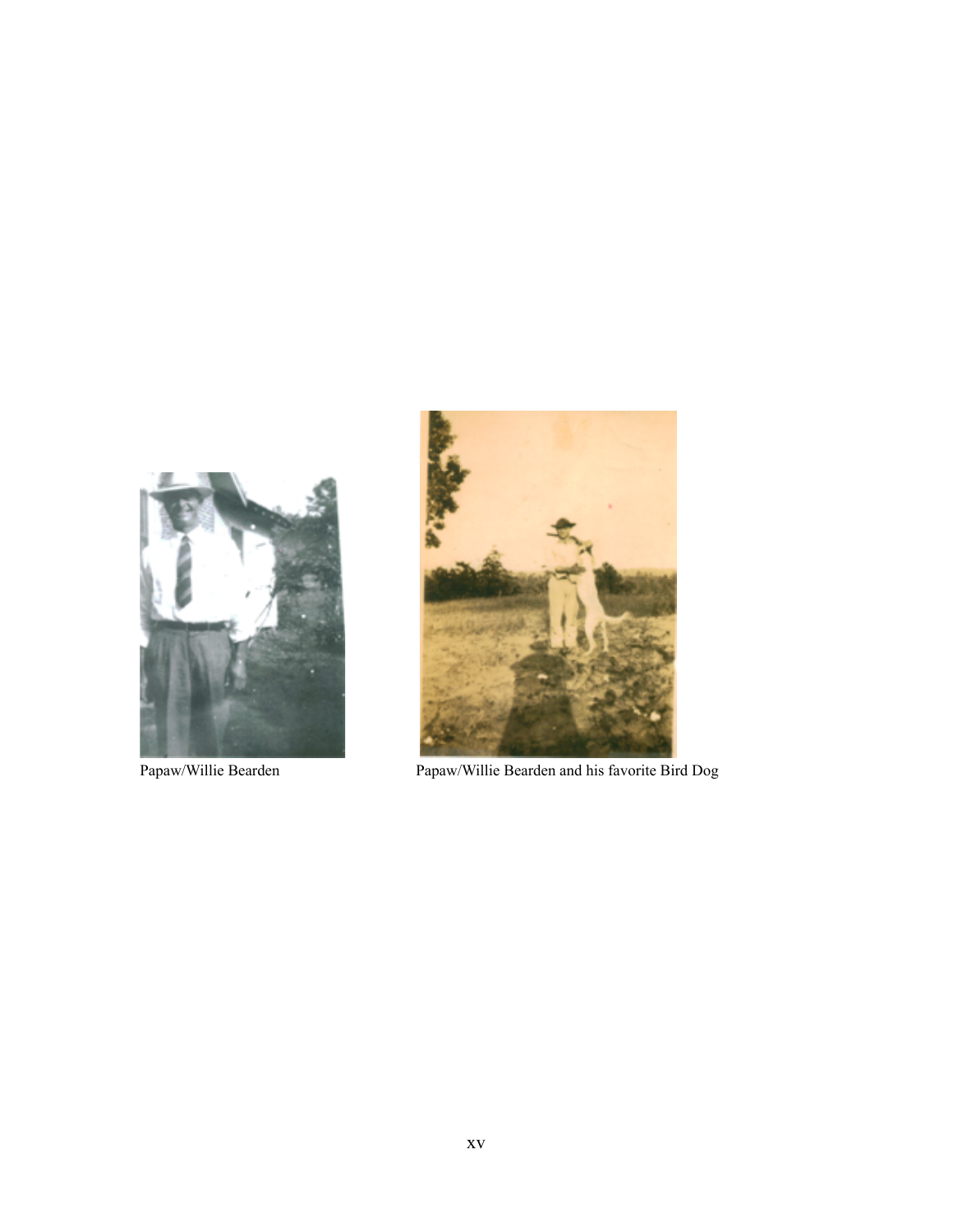Papaw/Willie Bearden

Papaw/Willie Bearden and his favorite Bird Dog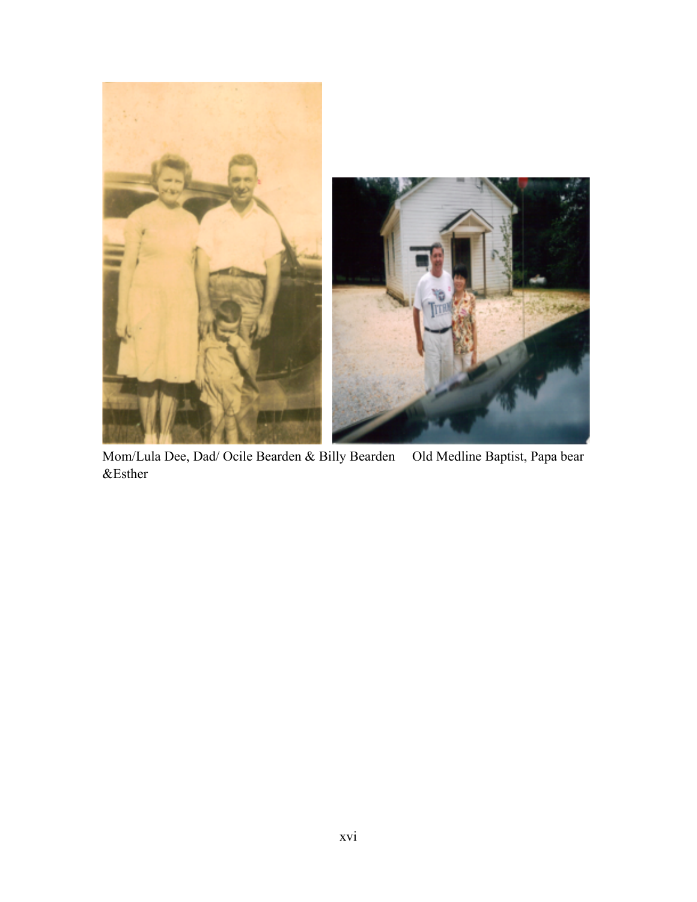Mom/Lula Dee, Dad/ Ocile Bearden & Billy Bearden     Old Medline Baptist, Papa bear &Esther